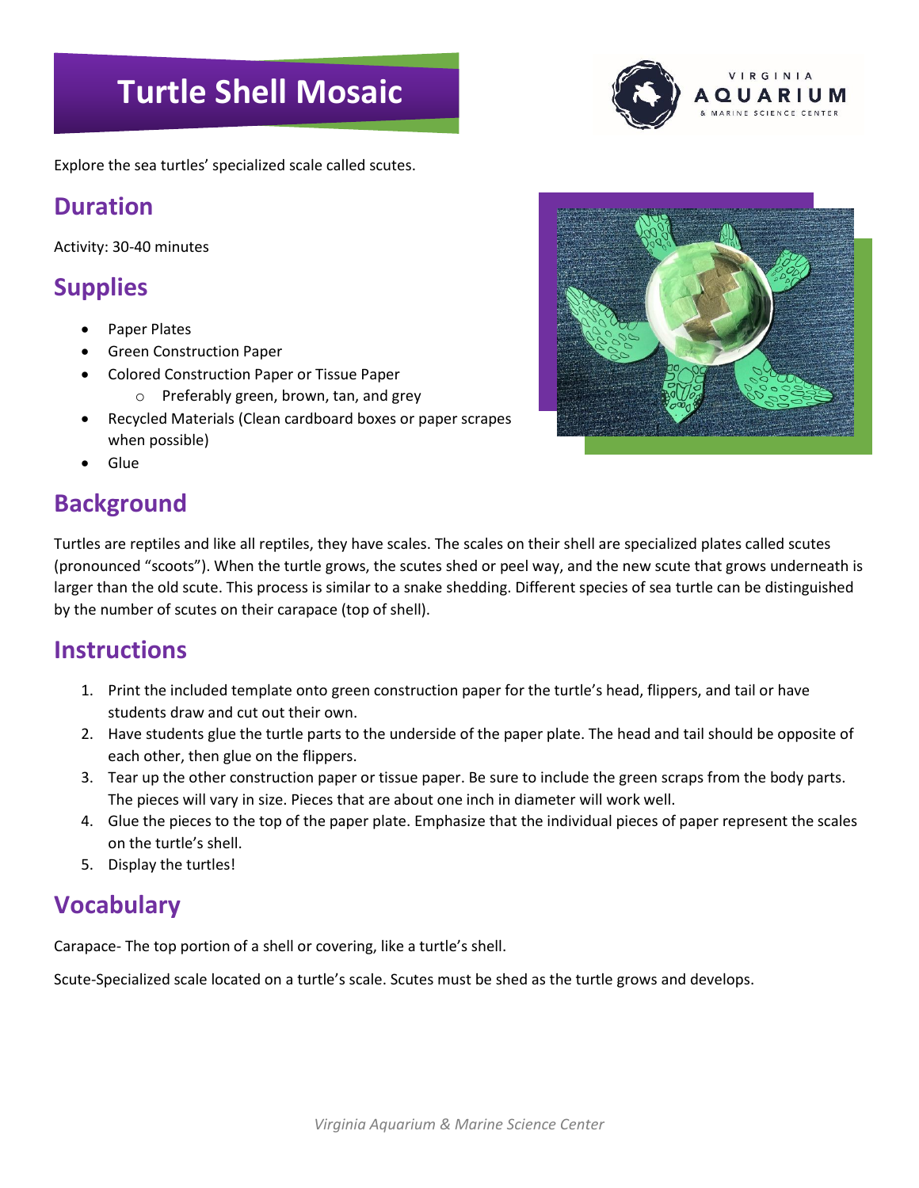# Turtle Shell Mosaic

Explore the sea turtles' specialized scale called scutes.

## Duration

Activity: 30-40 minutes

## Supplies

- Paper Plates
- Green Construction Paper
- Colored Construction Paper or Tissue Paper
  - Preferably green, brown, tan, and grey
- Recycled Materials (Clean cardboard boxes or paper scrapes when possible)
- Glue

## Background

Turtles are reptiles and like all reptiles, they have scales. The scales on their shell are specialized plates called scutes (pronounced "scoots"). When the turtle grows, the scutes shed or peel way, and the new scute that grows underneath is larger than the old scute. This process is similar to a snake shedding. Different species of sea turtle can be distinguished by the number of scutes on their carapace (top of shell).

## Instructions

1. Print the included template onto green construction paper for the turtle's head, flippers, and tail or have students draw and cut out their own.
2. Have students glue the turtle parts to the underside of the paper plate. The head and tail should be opposite of each other, then glue on the flippers.
3. Tear up the other construction paper or tissue paper. Be sure to include the green scraps from the body parts. The pieces will vary in size. Pieces that are about one inch in diameter will work well.
4. Glue the pieces to the top of the paper plate. Emphasize that the individual pieces of paper represent the scales on the turtle's shell.
5. Display the turtles!

## Vocabulary

Carapace- The top portion of a shell or covering, like a turtle's shell.

Scute-Specialized scale located on a turtle's scale. Scutes must be shed as the turtle grows and develops.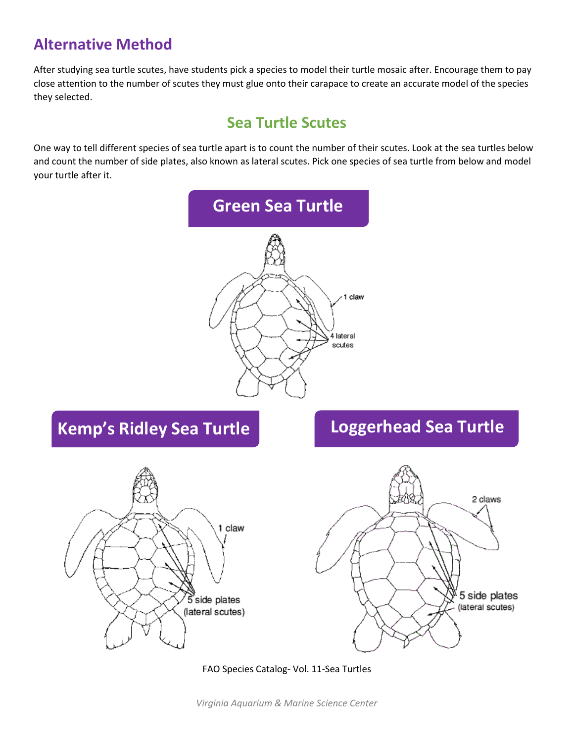## Alternative Method

After studying sea turtle scutes, have students pick a species to model their turtle mosaic after. Encourage them to pay close attention to the number of scutes they must glue onto their carapace to create an accurate model of the species they selected.

## Sea Turtle Scutes

One way to tell different species of sea turtle apart is to count the number of their scutes. Look at the sea turtles below and count the number of side plates, also known as lateral scutes. Pick one species of sea turtle from below and model your turtle after it.

### Green Sea Turtle

1 claw

4 lateral scutes

### Kemp's Ridley Sea Turtle

1 claw

5 side plates (lateral scutes)

### Loggerhead Sea Turtle

2 claws

5 side plates (lateral scutes)

FAO Species Catalog- Vol. 11-Sea Turtles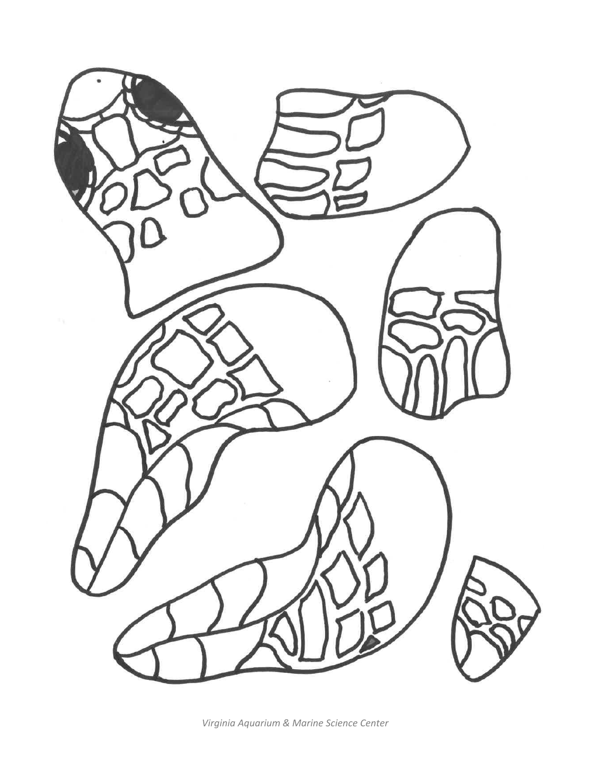*Virginia Aquarium & Marine Science Center*